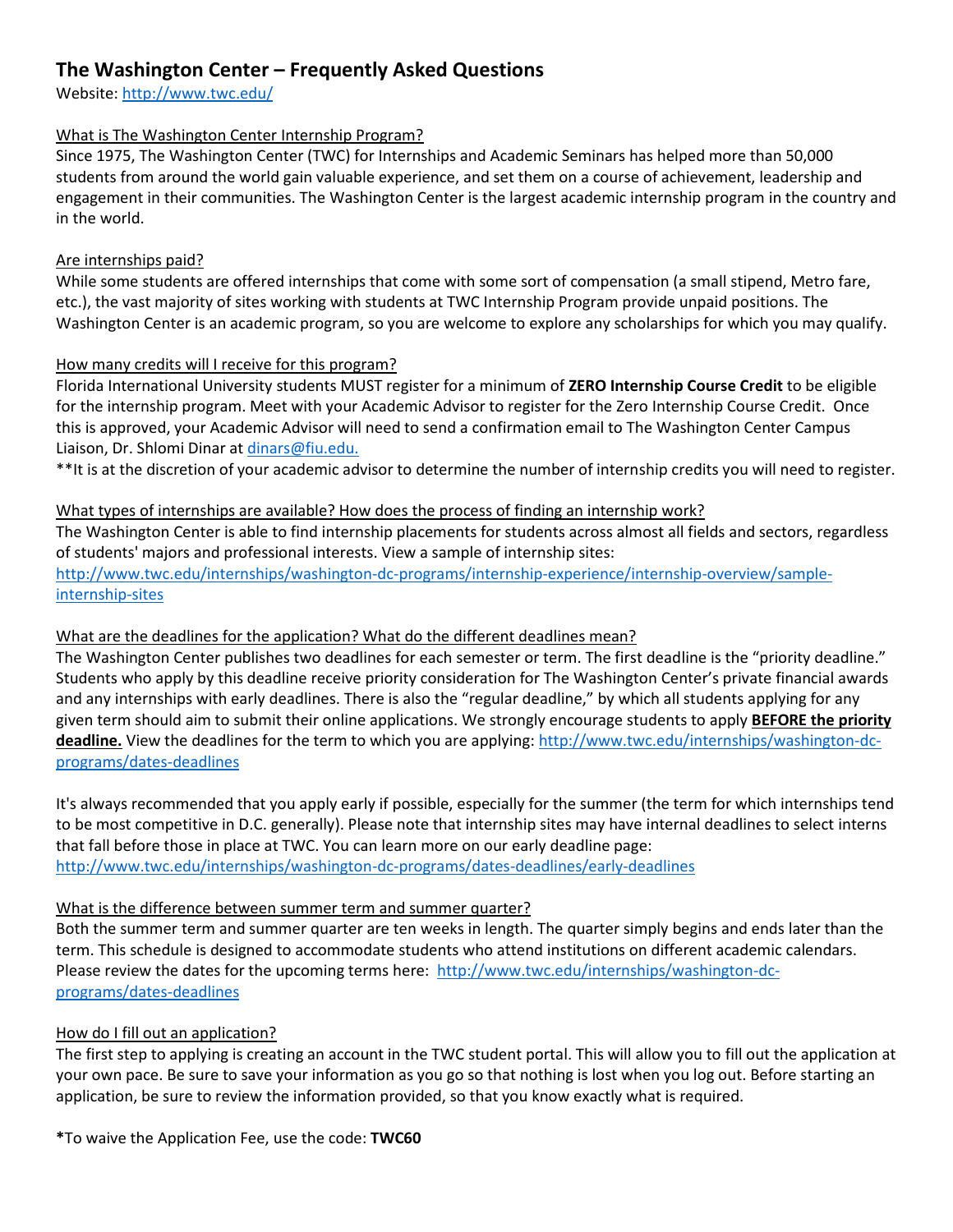# The Washington Center – Frequently Asked Questions

Website: http://www.twc.edu/

## What is The Washington Center Internship Program?

Since 1975, The Washington Center (TWC) for Internships and Academic Seminars has helped more than 50,000 students from around the world gain valuable experience, and set them on a course of achievement, leadership and engagement in their communities. The Washington Center is the largest academic internship program in the country and in the world.

## Are internships paid?

While some students are offered internships that come with some sort of compensation (a small stipend, Metro fare, etc.), the vast majority of sites working with students at TWC Internship Program provide unpaid positions. The Washington Center is an academic program, so you are welcome to explore any scholarships for which you may qualify.

## How many credits will I receive for this program?

Florida International University students MUST register for a minimum of **ZERO Internship Course Credit** to be eligible for the internship program. Meet with your Academic Advisor to register for the Zero Internship Course Credit. Once this is approved, your Academic Advisor will need to send a confirmation email to The Washington Center Campus Liaison, Dr. Shlomi Dinar at dinars@fiu.edu.

**It is at the discretion of your academic advisor to determine the number of internship credits you will need to register.

## What types of internships are available? How does the process of finding an internship work?

The Washington Center is able to find internship placements for students across almost all fields and sectors, regardless of students' majors and professional interests. View a sample of internship sites: http://www.twc.edu/internships/washington-dc-programs/internship-experience/internship-overview/sample-internship-sites

## What are the deadlines for the application? What do the different deadlines mean?

The Washington Center publishes two deadlines for each semester or term. The first deadline is the "priority deadline." Students who apply by this deadline receive priority consideration for The Washington Center's private financial awards and any internships with early deadlines. There is also the "regular deadline," by which all students applying for any given term should aim to submit their online applications. We strongly encourage students to apply **BEFORE the priority deadline.** View the deadlines for the term to which you are applying: http://www.twc.edu/internships/washington-dc-programs/dates-deadlines

It's always recommended that you apply early if possible, especially for the summer (the term for which internships tend to be most competitive in D.C. generally). Please note that internship sites may have internal deadlines to select interns that fall before those in place at TWC. You can learn more on our early deadline page: http://www.twc.edu/internships/washington-dc-programs/dates-deadlines/early-deadlines

## What is the difference between summer term and summer quarter?

Both the summer term and summer quarter are ten weeks in length. The quarter simply begins and ends later than the term. This schedule is designed to accommodate students who attend institutions on different academic calendars. Please review the dates for the upcoming terms here: http://www.twc.edu/internships/washington-dc-programs/dates-deadlines

## How do I fill out an application?

The first step to applying is creating an account in the TWC student portal. This will allow you to fill out the application at your own pace. Be sure to save your information as you go so that nothing is lost when you log out. Before starting an application, be sure to review the information provided, so that you know exactly what is required.

***To waive the Application Fee, use the code: TWC60**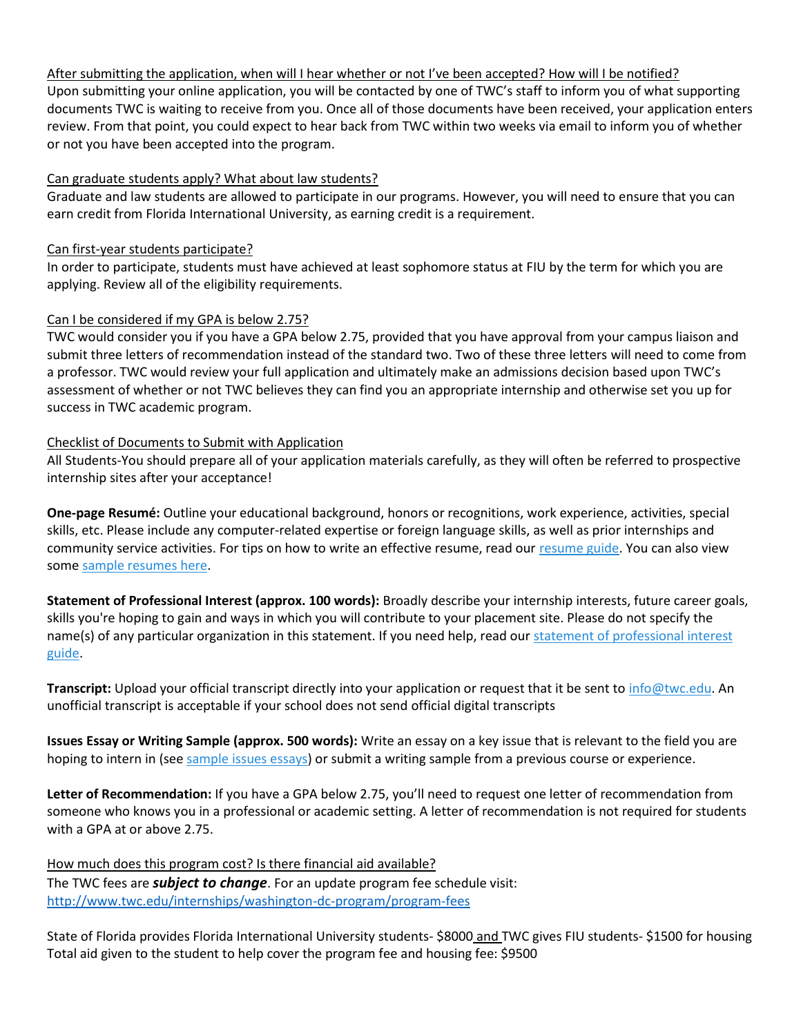<u>After submitting the application, when will I hear whether or not I've been accepted? How will I be notified?</u>
Upon submitting your online application, you will be contacted by one of TWC's staff to inform you of what supporting documents TWC is waiting to receive from you. Once all of those documents have been received, your application enters review. From that point, you could expect to hear back from TWC within two weeks via email to inform you of whether or not you have been accepted into the program.

<u>Can graduate students apply? What about law students?</u>
Graduate and law students are allowed to participate in our programs. However, you will need to ensure that you can earn credit from Florida International University, as earning credit is a requirement.

<u>Can first-year students participate?</u>
In order to participate, students must have achieved at least sophomore status at FIU by the term for which you are applying. Review all of the eligibility requirements.

<u>Can I be considered if my GPA is below 2.75?</u>
TWC would consider you if you have a GPA below 2.75, provided that you have approval from your campus liaison and submit three letters of recommendation instead of the standard two. Two of these three letters will need to come from a professor. TWC would review your full application and ultimately make an admissions decision based upon TWC's assessment of whether or not TWC believes they can find you an appropriate internship and otherwise set you up for success in TWC academic program.

<u>Checklist of Documents to Submit with Application</u>
All Students-You should prepare all of your application materials carefully, as they will often be referred to prospective internship sites after your acceptance!

**One-page Resumé:** Outline your educational background, honors or recognitions, work experience, activities, special skills, etc. Please include any computer-related expertise or foreign language skills, as well as prior internships and community service activities. For tips on how to write an effective resume, read our resume guide. You can also view some sample resumes here.

**Statement of Professional Interest (approx. 100 words):** Broadly describe your internship interests, future career goals, skills you're hoping to gain and ways in which you will contribute to your placement site. Please do not specify the name(s) of any particular organization in this statement. If you need help, read our statement of professional interest guide.

**Transcript:** Upload your official transcript directly into your application or request that it be sent to info@twc.edu. An unofficial transcript is acceptable if your school does not send official digital transcripts

**Issues Essay or Writing Sample (approx. 500 words):** Write an essay on a key issue that is relevant to the field you are hoping to intern in (see sample issues essays) or submit a writing sample from a previous course or experience.

**Letter of Recommendation:** If you have a GPA below 2.75, you'll need to request one letter of recommendation from someone who knows you in a professional or academic setting. A letter of recommendation is not required for students with a GPA at or above 2.75.

<u>How much does this program cost? Is there financial aid available?</u>
The TWC fees are ***subject to change***. For an update program fee schedule visit:
http://www.twc.edu/internships/washington-dc-program/program-fees

State of Florida provides Florida International University students- $8000 and TWC gives FIU students- $1500 for housing
Total aid given to the student to help cover the program fee and housing fee: $9500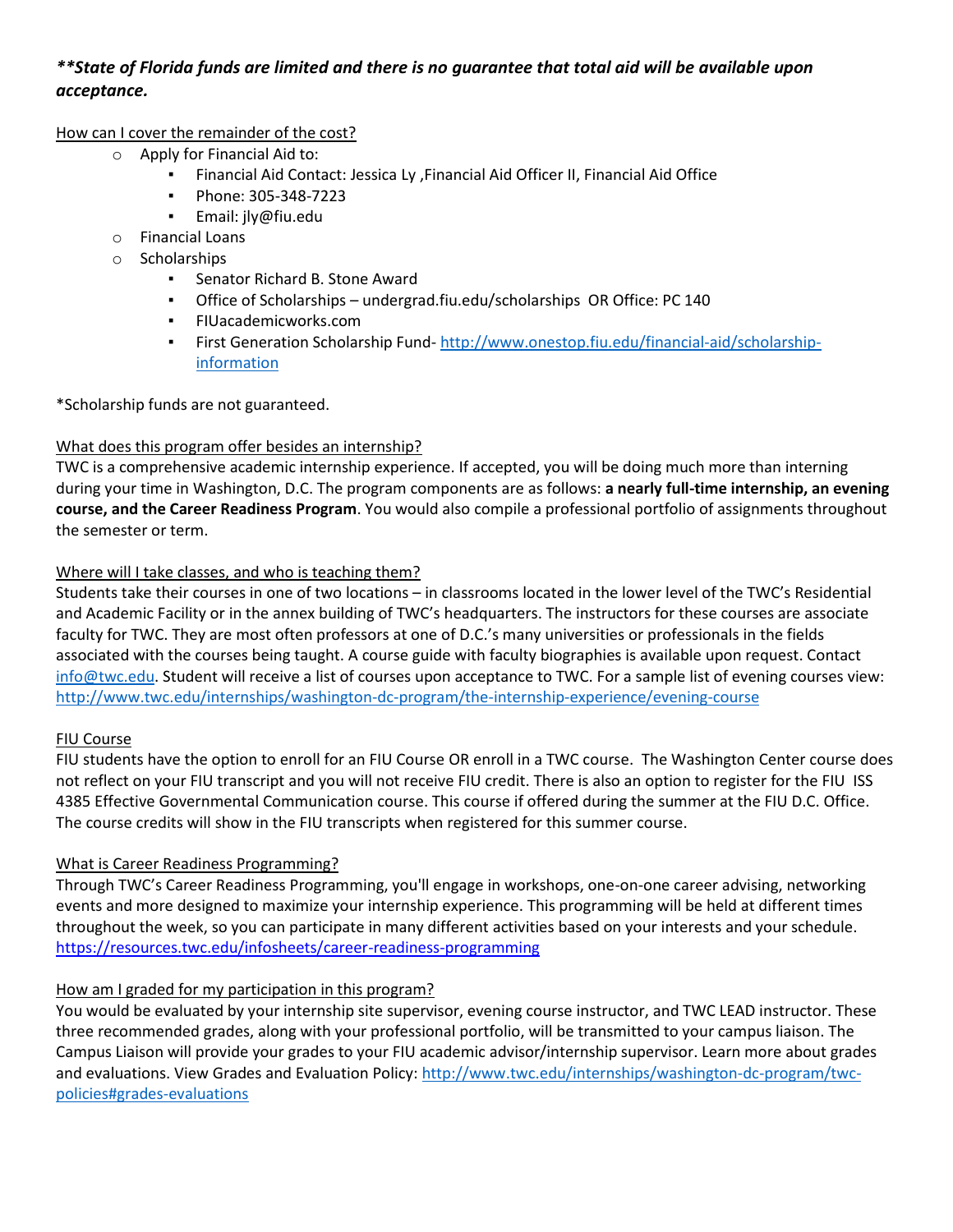***\*\*State of Florida funds are limited and there is no guarantee that total aid will be available upon acceptance.***

<u>How can I cover the remainder of the cost?</u>

- Apply for Financial Aid to:
  - Financial Aid Contact: Jessica Ly ,Financial Aid Officer II, Financial Aid Office
  - Phone: 305-348-7223
  - Email: jly@fiu.edu
- Financial Loans
- Scholarships
  - Senator Richard B. Stone Award
  - Office of Scholarships – undergrad.fiu.edu/scholarships OR Office: PC 140
  - FIUacademicworks.com
  - First Generation Scholarship Fund- [http://www.onestop.fiu.edu/financial-aid/scholarship-information](http://www.onestop.fiu.edu/financial-aid/scholarship-information)

*Scholarship funds are not guaranteed.

<u>What does this program offer besides an internship?</u>

TWC is a comprehensive academic internship experience. If accepted, you will be doing much more than interning during your time in Washington, D.C. The program components are as follows: **a nearly full-time internship, an evening course, and the Career Readiness Program**. You would also compile a professional portfolio of assignments throughout the semester or term.

<u>Where will I take classes, and who is teaching them?</u>

Students take their courses in one of two locations – in classrooms located in the lower level of the TWC's Residential and Academic Facility or in the annex building of TWC's headquarters. The instructors for these courses are associate faculty for TWC. They are most often professors at one of D.C.'s many universities or professionals in the fields associated with the courses being taught. A course guide with faculty biographies is available upon request. Contact [info@twc.edu](mailto:info@twc.edu). Student will receive a list of courses upon acceptance to TWC. For a sample list of evening courses view: [http://www.twc.edu/internships/washington-dc-program/the-internship-experience/evening-course](http://www.twc.edu/internships/washington-dc-program/the-internship-experience/evening-course)

<u>FIU Course</u>

FIU students have the option to enroll for an FIU Course OR enroll in a TWC course. The Washington Center course does not reflect on your FIU transcript and you will not receive FIU credit. There is also an option to register for the FIU ISS 4385 Effective Governmental Communication course. This course if offered during the summer at the FIU D.C. Office. The course credits will show in the FIU transcripts when registered for this summer course.

<u>What is Career Readiness Programming?</u>

Through TWC's Career Readiness Programming, you'll engage in workshops, one-on-one career advising, networking events and more designed to maximize your internship experience. This programming will be held at different times throughout the week, so you can participate in many different activities based on your interests and your schedule. [https://resources.twc.edu/infosheets/career-readiness-programming](https://resources.twc.edu/infosheets/career-readiness-programming)

<u>How am I graded for my participation in this program?</u>

You would be evaluated by your internship site supervisor, evening course instructor, and TWC LEAD instructor. These three recommended grades, along with your professional portfolio, will be transmitted to your campus liaison. The Campus Liaison will provide your grades to your FIU academic advisor/internship supervisor. Learn more about grades and evaluations. View Grades and Evaluation Policy: [http://www.twc.edu/internships/washington-dc-program/twc-policies#grades-evaluations](http://www.twc.edu/internships/washington-dc-program/twc-policies#grades-evaluations)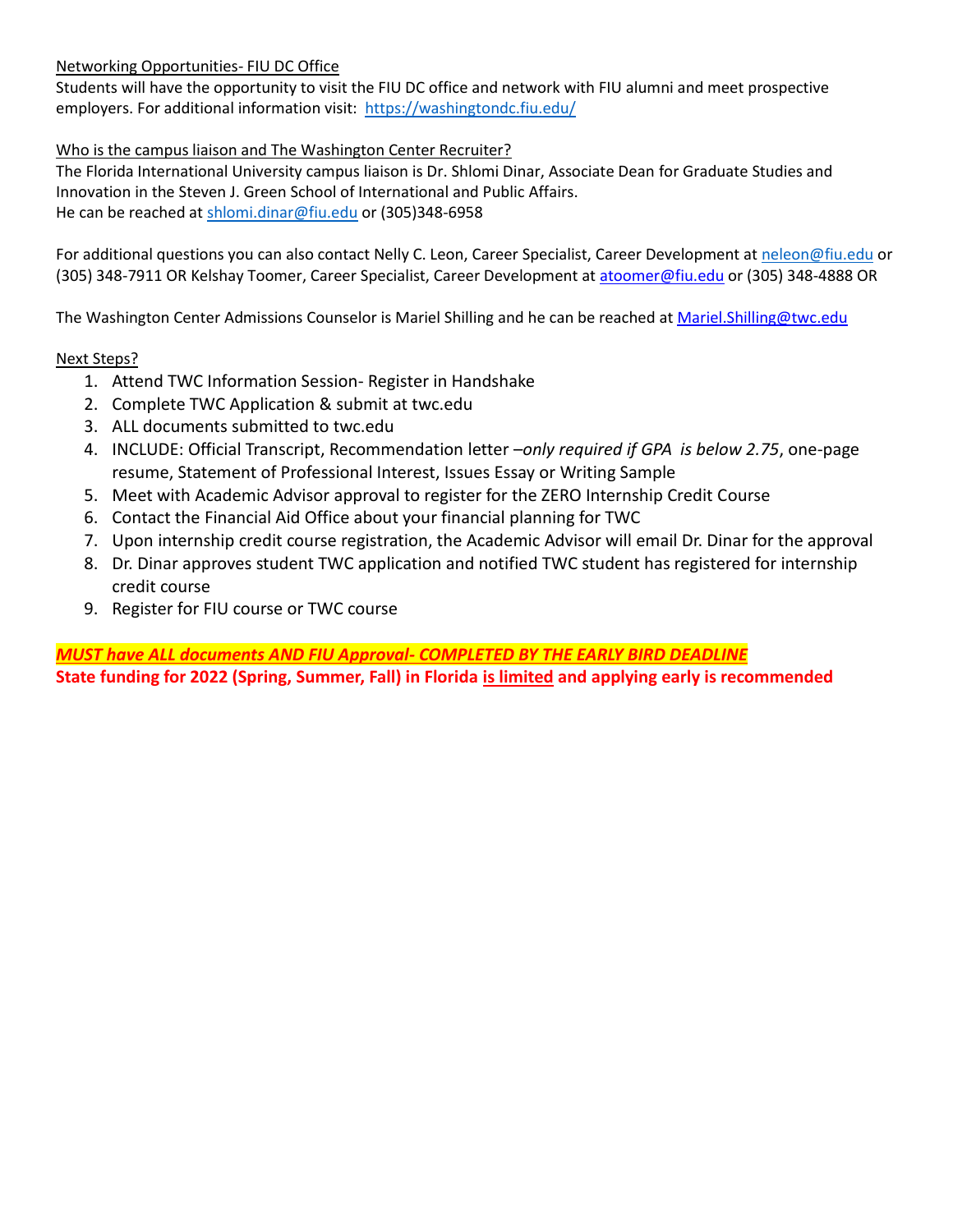Networking Opportunities- FIU DC Office

Students will have the opportunity to visit the FIU DC office and network with FIU alumni and meet prospective employers. For additional information visit: https://washingtondc.fiu.edu/

Who is the campus liaison and The Washington Center Recruiter?

The Florida International University campus liaison is Dr. Shlomi Dinar, Associate Dean for Graduate Studies and Innovation in the Steven J. Green School of International and Public Affairs.
He can be reached at shlomi.dinar@fiu.edu or (305)348-6958

For additional questions you can also contact Nelly C. Leon, Career Specialist, Career Development at neleon@fiu.edu or (305) 348-7911 OR Kelshay Toomer, Career Specialist, Career Development at atoomer@fiu.edu or (305) 348-4888 OR

The Washington Center Admissions Counselor is Mariel Shilling and he can be reached at Mariel.Shilling@twc.edu

Next Steps?

1. Attend TWC Information Session- Register in Handshake
2. Complete TWC Application & submit at twc.edu
3. ALL documents submitted to twc.edu
4. INCLUDE: Official Transcript, Recommendation letter *–only required if GPA is below 2.75*, one-page resume, Statement of Professional Interest, Issues Essay or Writing Sample
5. Meet with Academic Advisor approval to register for the ZERO Internship Credit Course
6. Contact the Financial Aid Office about your financial planning for TWC
7. Upon internship credit course registration, the Academic Advisor will email Dr. Dinar for the approval
8. Dr. Dinar approves student TWC application and notified TWC student has registered for internship credit course
9. Register for FIU course or TWC course

***MUST have ALL documents AND FIU Approval- COMPLETED BY THE EARLY BIRD DEADLINE***

**State funding for 2022 (Spring, Summer, Fall) in Florida is limited and applying early is recommended**